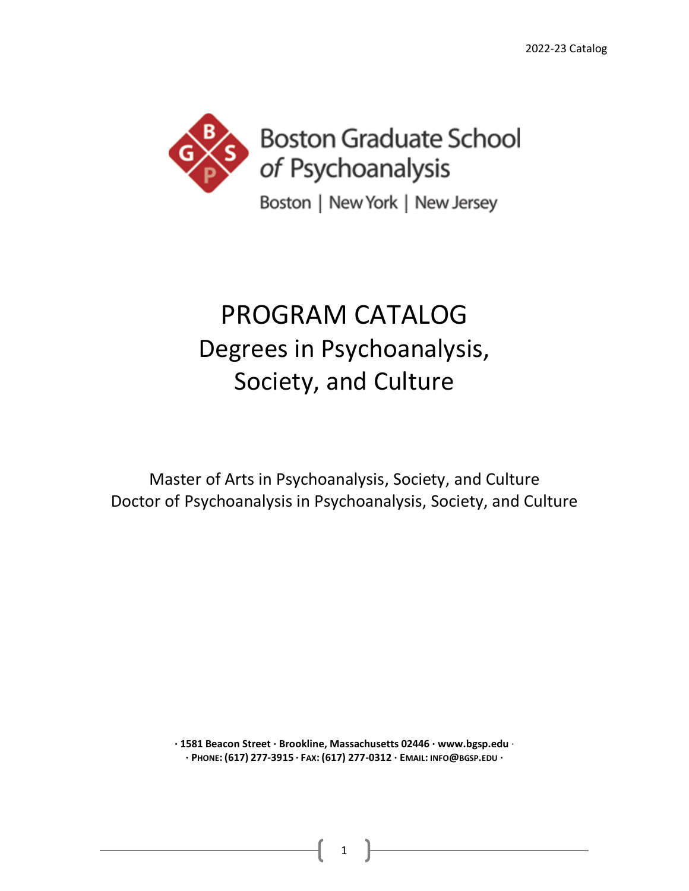Boston Graduate School of Psychoanalysis

Boston | New York | New Jersey

# PROGRAM CATALOG
## Degrees in Psychoanalysis, Society, and Culture

Master of Arts in Psychoanalysis, Society, and Culture
Doctor of Psychoanalysis in Psychoanalysis, Society, and Culture

**· 1581 Beacon Street · Brookline, Massachusetts 02446 · www.bgsp.edu ·**
**· PHONE: (617) 277-3915 · FAX: (617) 277-0312 · EMAIL: INFO@BGSP.EDU ·**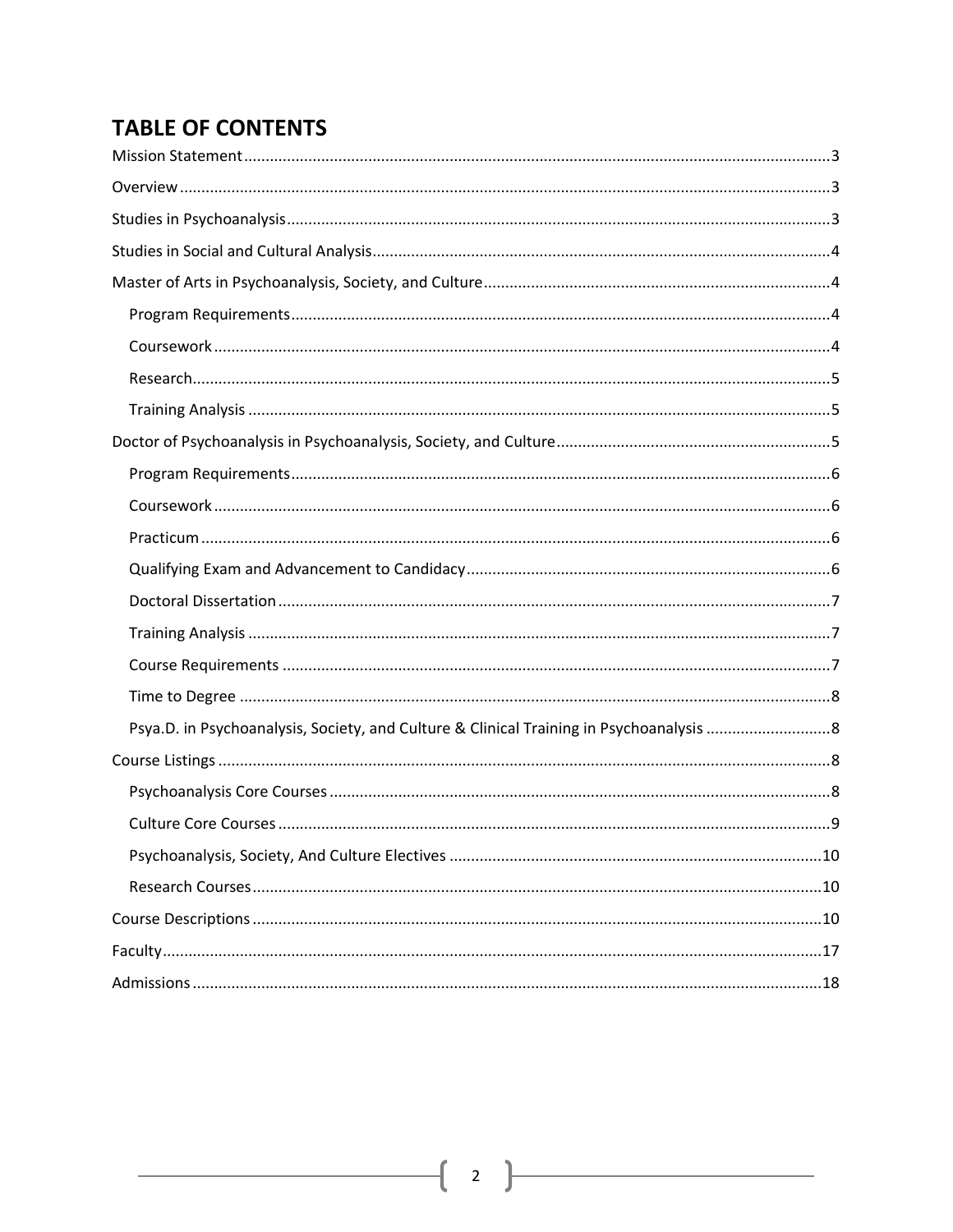## TABLE OF CONTENTS

- Mission Statement ........ 3
- Overview ........ 3
- Studies in Psychoanalysis ........ 3
- Studies in Social and Cultural Analysis ........ 4
- Master of Arts in Psychoanalysis, Society, and Culture ........ 4
  - Program Requirements ........ 4
  - Coursework ........ 4
  - Research ........ 5
  - Training Analysis ........ 5
- Doctor of Psychoanalysis in Psychoanalysis, Society, and Culture ........ 5
  - Program Requirements ........ 6
  - Coursework ........ 6
  - Practicum ........ 6
  - Qualifying Exam and Advancement to Candidacy ........ 6
  - Doctoral Dissertation ........ 7
  - Training Analysis ........ 7
  - Course Requirements ........ 7
  - Time to Degree ........ 8
  - Psya.D. in Psychoanalysis, Society, and Culture & Clinical Training in Psychoanalysis ........ 8
- Course Listings ........ 8
  - Psychoanalysis Core Courses ........ 8
  - Culture Core Courses ........ 9
  - Psychoanalysis, Society, And Culture Electives ........ 10
  - Research Courses ........ 10
- Course Descriptions ........ 10
- Faculty ........ 17
- Admissions ........ 18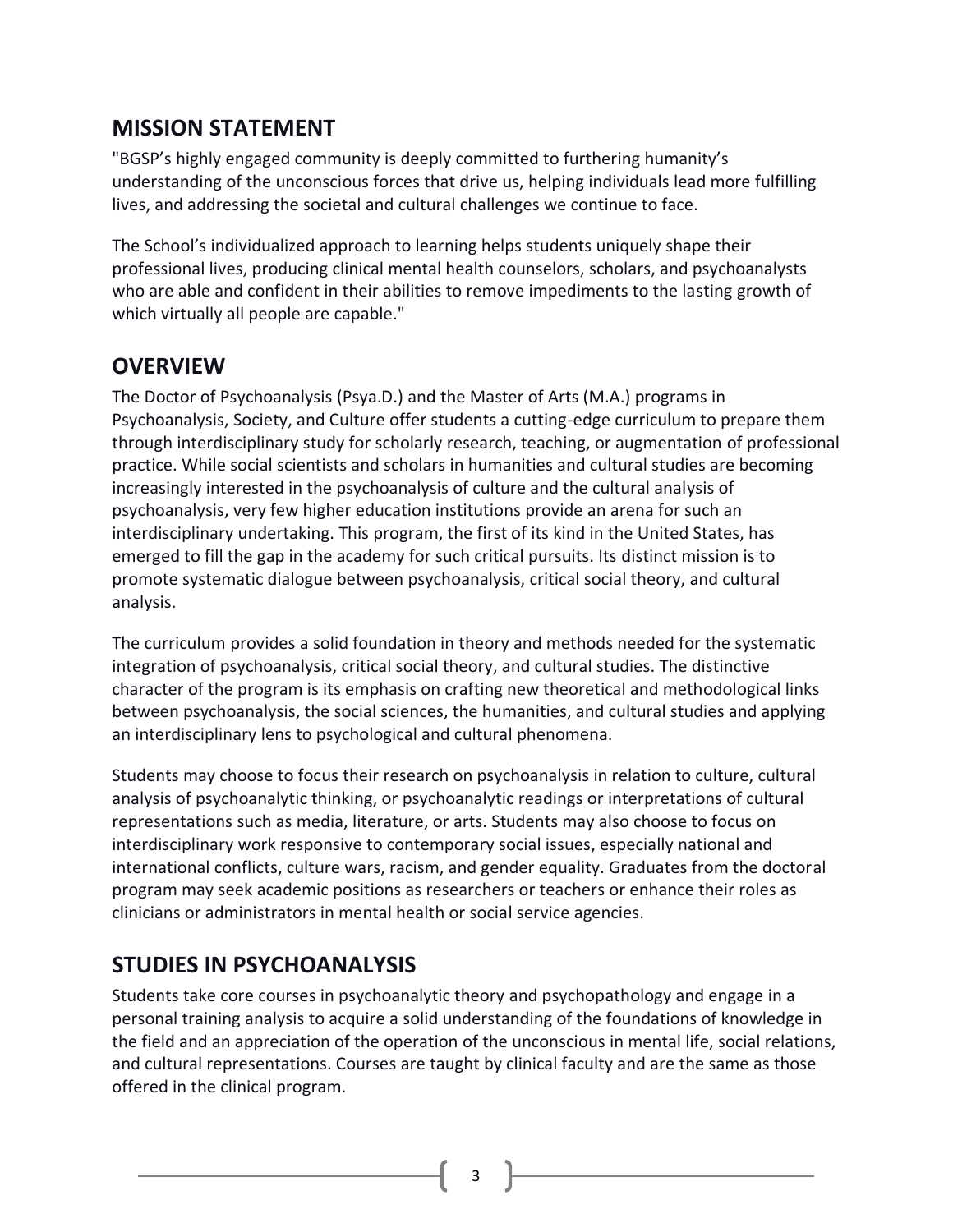## MISSION STATEMENT

"BGSP's highly engaged community is deeply committed to furthering humanity's understanding of the unconscious forces that drive us, helping individuals lead more fulfilling lives, and addressing the societal and cultural challenges we continue to face.

The School's individualized approach to learning helps students uniquely shape their professional lives, producing clinical mental health counselors, scholars, and psychoanalysts who are able and confident in their abilities to remove impediments to the lasting growth of which virtually all people are capable."

## OVERVIEW

The Doctor of Psychoanalysis (Psya.D.) and the Master of Arts (M.A.) programs in Psychoanalysis, Society, and Culture offer students a cutting-edge curriculum to prepare them through interdisciplinary study for scholarly research, teaching, or augmentation of professional practice. While social scientists and scholars in humanities and cultural studies are becoming increasingly interested in the psychoanalysis of culture and the cultural analysis of psychoanalysis, very few higher education institutions provide an arena for such an interdisciplinary undertaking. This program, the first of its kind in the United States, has emerged to fill the gap in the academy for such critical pursuits. Its distinct mission is to promote systematic dialogue between psychoanalysis, critical social theory, and cultural analysis.

The curriculum provides a solid foundation in theory and methods needed for the systematic integration of psychoanalysis, critical social theory, and cultural studies. The distinctive character of the program is its emphasis on crafting new theoretical and methodological links between psychoanalysis, the social sciences, the humanities, and cultural studies and applying an interdisciplinary lens to psychological and cultural phenomena.

Students may choose to focus their research on psychoanalysis in relation to culture, cultural analysis of psychoanalytic thinking, or psychoanalytic readings or interpretations of cultural representations such as media, literature, or arts. Students may also choose to focus on interdisciplinary work responsive to contemporary social issues, especially national and international conflicts, culture wars, racism, and gender equality. Graduates from the doctoral program may seek academic positions as researchers or teachers or enhance their roles as clinicians or administrators in mental health or social service agencies.

## STUDIES IN PSYCHOANALYSIS

Students take core courses in psychoanalytic theory and psychopathology and engage in a personal training analysis to acquire a solid understanding of the foundations of knowledge in the field and an appreciation of the operation of the unconscious in mental life, social relations, and cultural representations. Courses are taught by clinical faculty and are the same as those offered in the clinical program.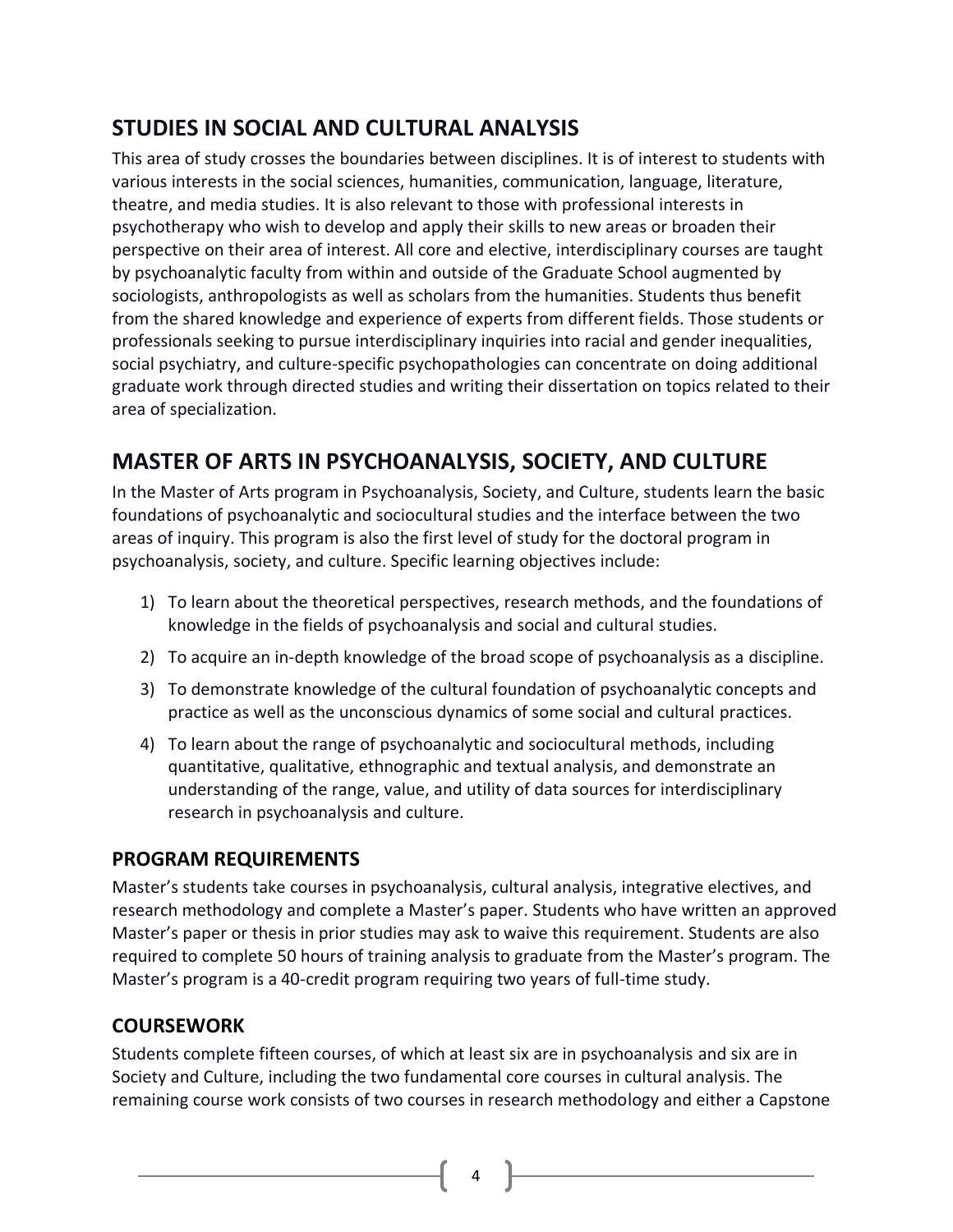## STUDIES IN SOCIAL AND CULTURAL ANALYSIS

This area of study crosses the boundaries between disciplines. It is of interest to students with various interests in the social sciences, humanities, communication, language, literature, theatre, and media studies. It is also relevant to those with professional interests in psychotherapy who wish to develop and apply their skills to new areas or broaden their perspective on their area of interest. All core and elective, interdisciplinary courses are taught by psychoanalytic faculty from within and outside of the Graduate School augmented by sociologists, anthropologists as well as scholars from the humanities. Students thus benefit from the shared knowledge and experience of experts from different fields. Those students or professionals seeking to pursue interdisciplinary inquiries into racial and gender inequalities, social psychiatry, and culture-specific psychopathologies can concentrate on doing additional graduate work through directed studies and writing their dissertation on topics related to their area of specialization.

## MASTER OF ARTS IN PSYCHOANALYSIS, SOCIETY, AND CULTURE

In the Master of Arts program in Psychoanalysis, Society, and Culture, students learn the basic foundations of psychoanalytic and sociocultural studies and the interface between the two areas of inquiry. This program is also the first level of study for the doctoral program in psychoanalysis, society, and culture. Specific learning objectives include:

1) To learn about the theoretical perspectives, research methods, and the foundations of knowledge in the fields of psychoanalysis and social and cultural studies.
2) To acquire an in-depth knowledge of the broad scope of psychoanalysis as a discipline.
3) To demonstrate knowledge of the cultural foundation of psychoanalytic concepts and practice as well as the unconscious dynamics of some social and cultural practices.
4) To learn about the range of psychoanalytic and sociocultural methods, including quantitative, qualitative, ethnographic and textual analysis, and demonstrate an understanding of the range, value, and utility of data sources for interdisciplinary research in psychoanalysis and culture.

### PROGRAM REQUIREMENTS

Master's students take courses in psychoanalysis, cultural analysis, integrative electives, and research methodology and complete a Master's paper. Students who have written an approved Master's paper or thesis in prior studies may ask to waive this requirement. Students are also required to complete 50 hours of training analysis to graduate from the Master's program. The Master's program is a 40-credit program requiring two years of full-time study.

### COURSEWORK

Students complete fifteen courses, of which at least six are in psychoanalysis and six are in Society and Culture, including the two fundamental core courses in cultural analysis. The remaining course work consists of two courses in research methodology and either a Capstone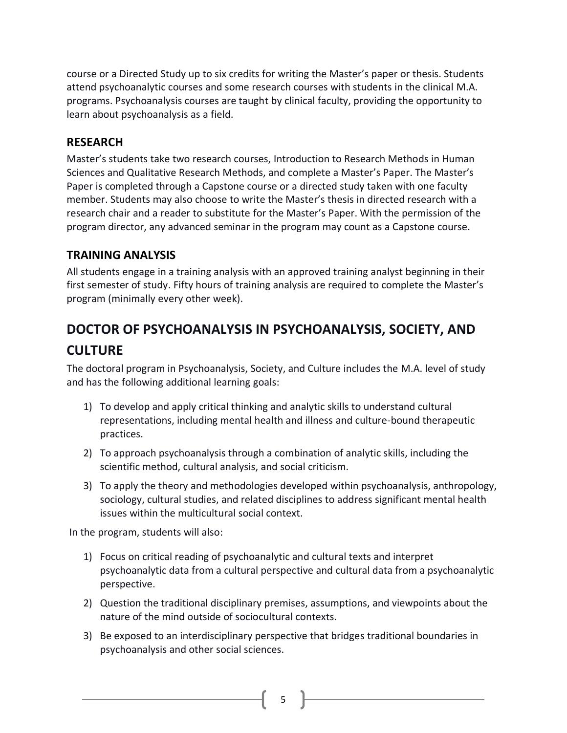course or a Directed Study up to six credits for writing the Master's paper or thesis. Students attend psychoanalytic courses and some research courses with students in the clinical M.A. programs. Psychoanalysis courses are taught by clinical faculty, providing the opportunity to learn about psychoanalysis as a field.

### RESEARCH

Master's students take two research courses, Introduction to Research Methods in Human Sciences and Qualitative Research Methods, and complete a Master's Paper. The Master's Paper is completed through a Capstone course or a directed study taken with one faculty member. Students may also choose to write the Master's thesis in directed research with a research chair and a reader to substitute for the Master's Paper. With the permission of the program director, any advanced seminar in the program may count as a Capstone course.

### TRAINING ANALYSIS

All students engage in a training analysis with an approved training analyst beginning in their first semester of study. Fifty hours of training analysis are required to complete the Master's program (minimally every other week).

## DOCTOR OF PSYCHOANALYSIS IN PSYCHOANALYSIS, SOCIETY, AND CULTURE

The doctoral program in Psychoanalysis, Society, and Culture includes the M.A. level of study and has the following additional learning goals:

1) To develop and apply critical thinking and analytic skills to understand cultural representations, including mental health and illness and culture-bound therapeutic practices.
2) To approach psychoanalysis through a combination of analytic skills, including the scientific method, cultural analysis, and social criticism.
3) To apply the theory and methodologies developed within psychoanalysis, anthropology, sociology, cultural studies, and related disciplines to address significant mental health issues within the multicultural social context.

In the program, students will also:

1) Focus on critical reading of psychoanalytic and cultural texts and interpret psychoanalytic data from a cultural perspective and cultural data from a psychoanalytic perspective.
2) Question the traditional disciplinary premises, assumptions, and viewpoints about the nature of the mind outside of sociocultural contexts.
3) Be exposed to an interdisciplinary perspective that bridges traditional boundaries in psychoanalysis and other social sciences.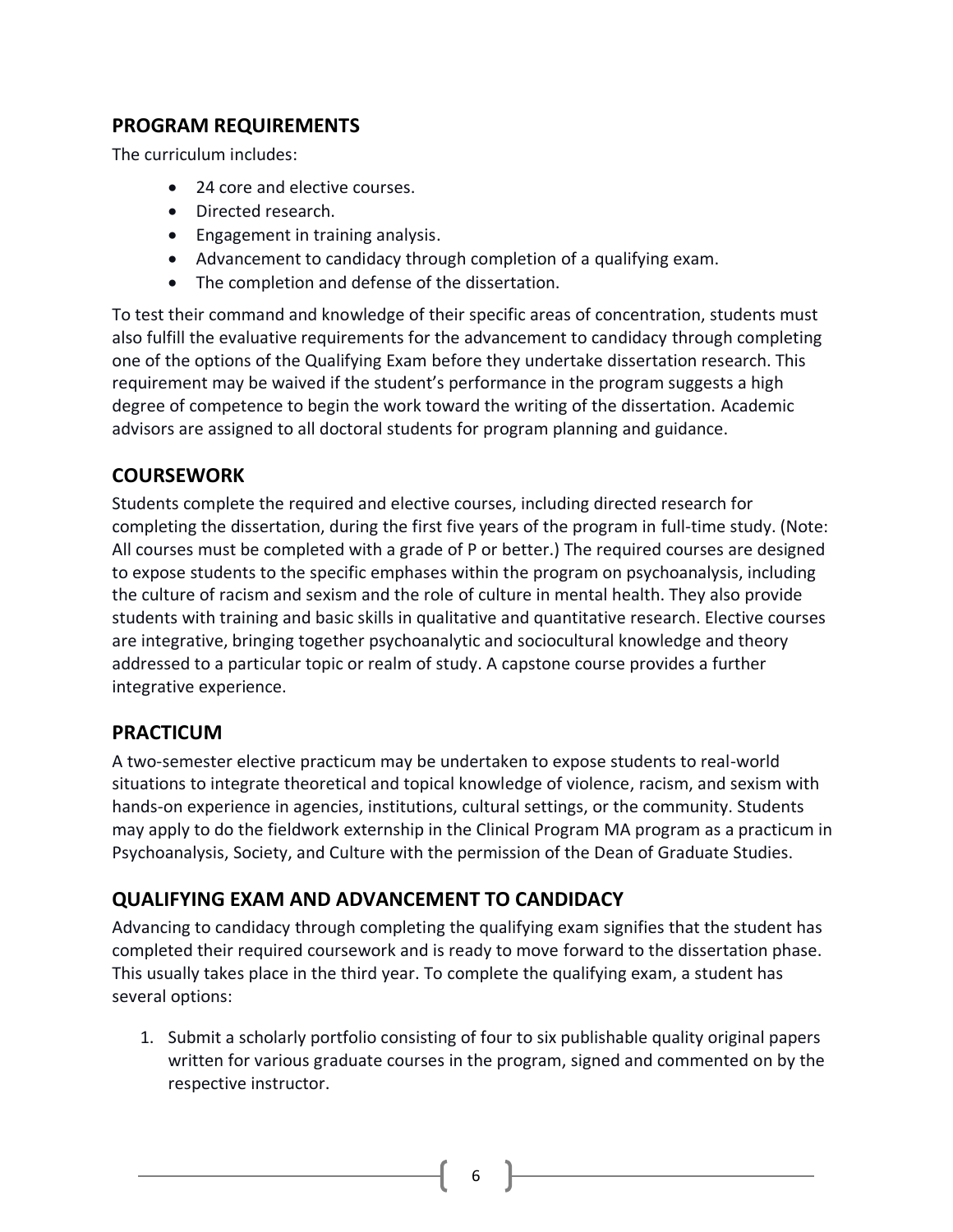## PROGRAM REQUIREMENTS

The curriculum includes:

- 24 core and elective courses.
- Directed research.
- Engagement in training analysis.
- Advancement to candidacy through completion of a qualifying exam.
- The completion and defense of the dissertation.

To test their command and knowledge of their specific areas of concentration, students must also fulfill the evaluative requirements for the advancement to candidacy through completing one of the options of the Qualifying Exam before they undertake dissertation research. This requirement may be waived if the student's performance in the program suggests a high degree of competence to begin the work toward the writing of the dissertation. Academic advisors are assigned to all doctoral students for program planning and guidance.

## COURSEWORK

Students complete the required and elective courses, including directed research for completing the dissertation, during the first five years of the program in full-time study. (Note: All courses must be completed with a grade of P or better.) The required courses are designed to expose students to the specific emphases within the program on psychoanalysis, including the culture of racism and sexism and the role of culture in mental health. They also provide students with training and basic skills in qualitative and quantitative research. Elective courses are integrative, bringing together psychoanalytic and sociocultural knowledge and theory addressed to a particular topic or realm of study. A capstone course provides a further integrative experience.

## PRACTICUM

A two-semester elective practicum may be undertaken to expose students to real-world situations to integrate theoretical and topical knowledge of violence, racism, and sexism with hands-on experience in agencies, institutions, cultural settings, or the community. Students may apply to do the fieldwork externship in the Clinical Program MA program as a practicum in Psychoanalysis, Society, and Culture with the permission of the Dean of Graduate Studies.

## QUALIFYING EXAM AND ADVANCEMENT TO CANDIDACY

Advancing to candidacy through completing the qualifying exam signifies that the student has completed their required coursework and is ready to move forward to the dissertation phase. This usually takes place in the third year. To complete the qualifying exam, a student has several options:

1. Submit a scholarly portfolio consisting of four to six publishable quality original papers written for various graduate courses in the program, signed and commented on by the respective instructor.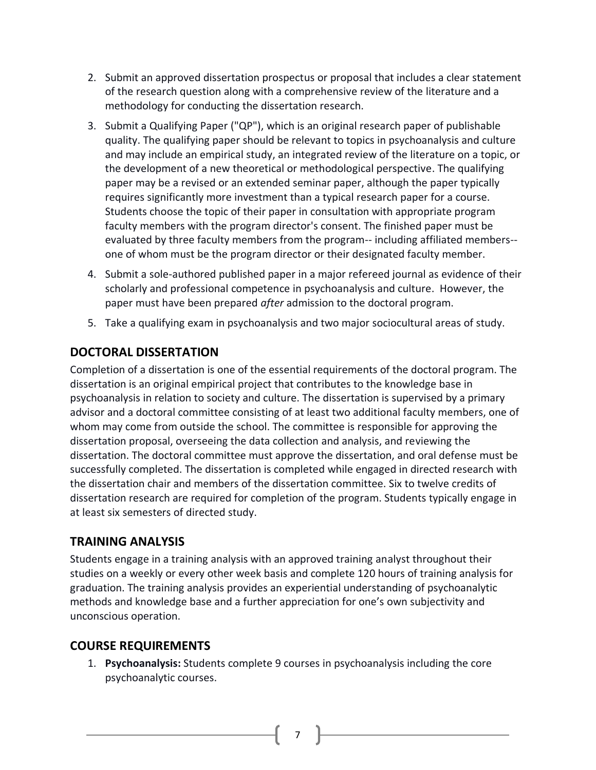2. Submit an approved dissertation prospectus or proposal that includes a clear statement of the research question along with a comprehensive review of the literature and a methodology for conducting the dissertation research.
3. Submit a Qualifying Paper ("QP"), which is an original research paper of publishable quality. The qualifying paper should be relevant to topics in psychoanalysis and culture and may include an empirical study, an integrated review of the literature on a topic, or the development of a new theoretical or methodological perspective. The qualifying paper may be a revised or an extended seminar paper, although the paper typically requires significantly more investment than a typical research paper for a course. Students choose the topic of their paper in consultation with appropriate program faculty members with the program director's consent. The finished paper must be evaluated by three faculty members from the program-- including affiliated members-- one of whom must be the program director or their designated faculty member.
4. Submit a sole-authored published paper in a major refereed journal as evidence of their scholarly and professional competence in psychoanalysis and culture. However, the paper must have been prepared *after* admission to the doctoral program.
5. Take a qualifying exam in psychoanalysis and two major sociocultural areas of study.

## DOCTORAL DISSERTATION

Completion of a dissertation is one of the essential requirements of the doctoral program. The dissertation is an original empirical project that contributes to the knowledge base in psychoanalysis in relation to society and culture. The dissertation is supervised by a primary advisor and a doctoral committee consisting of at least two additional faculty members, one of whom may come from outside the school. The committee is responsible for approving the dissertation proposal, overseeing the data collection and analysis, and reviewing the dissertation. The doctoral committee must approve the dissertation, and oral defense must be successfully completed. The dissertation is completed while engaged in directed research with the dissertation chair and members of the dissertation committee. Six to twelve credits of dissertation research are required for completion of the program. Students typically engage in at least six semesters of directed study.

## TRAINING ANALYSIS

Students engage in a training analysis with an approved training analyst throughout their studies on a weekly or every other week basis and complete 120 hours of training analysis for graduation. The training analysis provides an experiential understanding of psychoanalytic methods and knowledge base and a further appreciation for one's own subjectivity and unconscious operation.

## COURSE REQUIREMENTS

1. **Psychoanalysis:** Students complete 9 courses in psychoanalysis including the core psychoanalytic courses.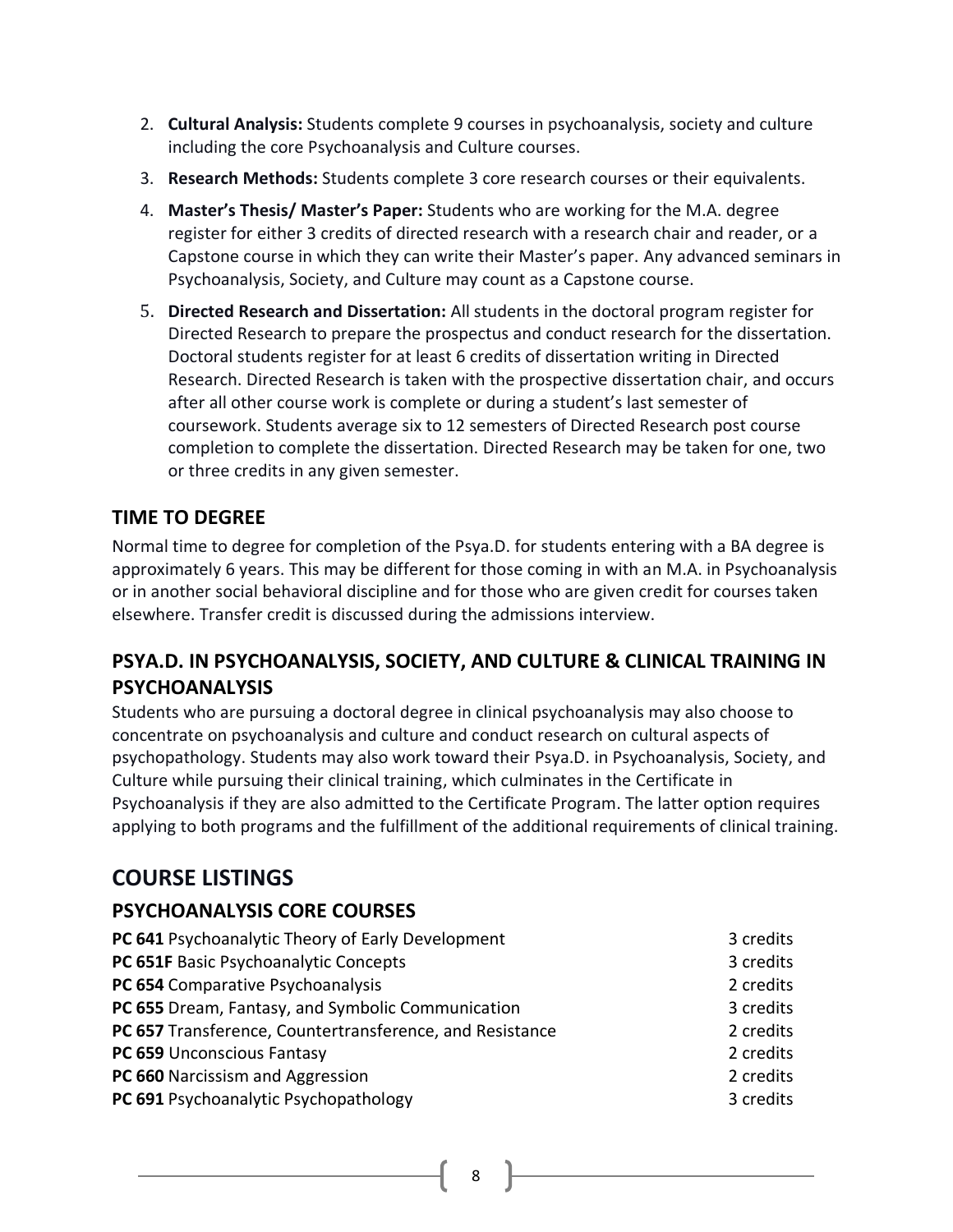2. **Cultural Analysis:** Students complete 9 courses in psychoanalysis, society and culture including the core Psychoanalysis and Culture courses.
3. **Research Methods:** Students complete 3 core research courses or their equivalents.
4. **Master's Thesis/ Master's Paper:** Students who are working for the M.A. degree register for either 3 credits of directed research with a research chair and reader, or a Capstone course in which they can write their Master's paper. Any advanced seminars in Psychoanalysis, Society, and Culture may count as a Capstone course.
5. **Directed Research and Dissertation:** All students in the doctoral program register for Directed Research to prepare the prospectus and conduct research for the dissertation. Doctoral students register for at least 6 credits of dissertation writing in Directed Research. Directed Research is taken with the prospective dissertation chair, and occurs after all other course work is complete or during a student's last semester of coursework. Students average six to 12 semesters of Directed Research post course completion to complete the dissertation. Directed Research may be taken for one, two or three credits in any given semester.

## TIME TO DEGREE

Normal time to degree for completion of the Psya.D. for students entering with a BA degree is approximately 6 years. This may be different for those coming in with an M.A. in Psychoanalysis or in another social behavioral discipline and for those who are given credit for courses taken elsewhere. Transfer credit is discussed during the admissions interview.

## PSYA.D. IN PSYCHOANALYSIS, SOCIETY, AND CULTURE & CLINICAL TRAINING IN PSYCHOANALYSIS

Students who are pursuing a doctoral degree in clinical psychoanalysis may also choose to concentrate on psychoanalysis and culture and conduct research on cultural aspects of psychopathology. Students may also work toward their Psya.D. in Psychoanalysis, Society, and Culture while pursuing their clinical training, which culminates in the Certificate in Psychoanalysis if they are also admitted to the Certificate Program. The latter option requires applying to both programs and the fulfillment of the additional requirements of clinical training.

# COURSE LISTINGS

## PSYCHOANALYSIS CORE COURSES

| Course | Credits |
|---|---|
| **PC 641** Psychoanalytic Theory of Early Development | 3 credits |
| **PC 651F** Basic Psychoanalytic Concepts | 3 credits |
| **PC 654** Comparative Psychoanalysis | 2 credits |
| **PC 655** Dream, Fantasy, and Symbolic Communication | 3 credits |
| **PC 657** Transference, Countertransference, and Resistance | 2 credits |
| **PC 659** Unconscious Fantasy | 2 credits |
| **PC 660** Narcissism and Aggression | 2 credits |
| **PC 691** Psychoanalytic Psychopathology | 3 credits |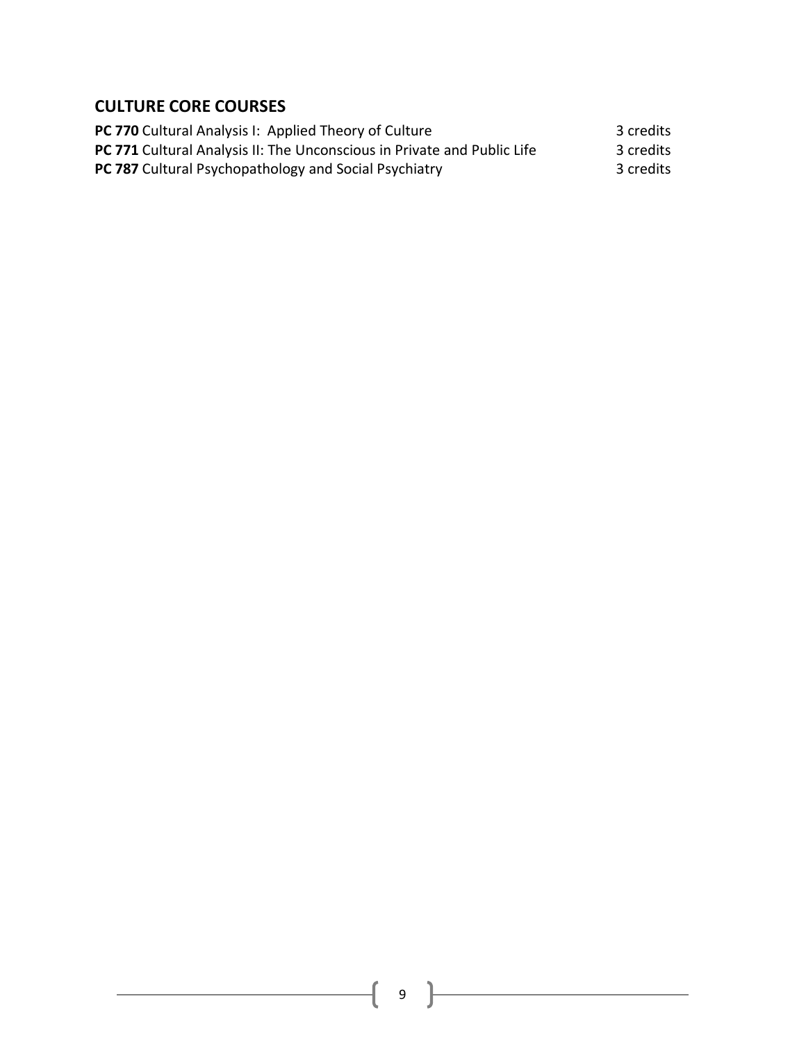## CULTURE CORE COURSES

**PC 770** Cultural Analysis I: Applied Theory of Culture 3 credits
**PC 771** Cultural Analysis II: The Unconscious in Private and Public Life 3 credits
**PC 787** Cultural Psychopathology and Social Psychiatry 3 credits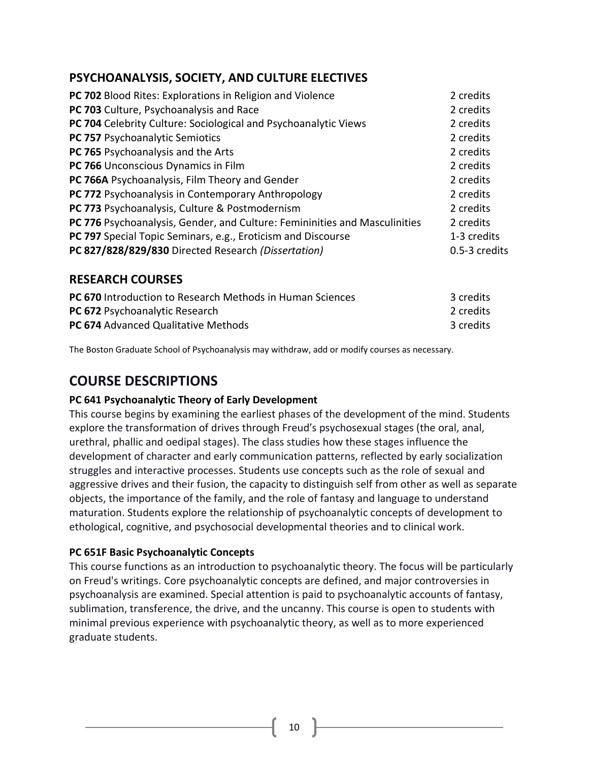## PSYCHOANALYSIS, SOCIETY, AND CULTURE ELECTIVES

| Course | Credits |
|---|---|
| **PC 702** Blood Rites: Explorations in Religion and Violence | 2 credits |
| **PC 703** Culture, Psychoanalysis and Race | 2 credits |
| **PC 704** Celebrity Culture: Sociological and Psychoanalytic Views | 2 credits |
| **PC 757** Psychoanalytic Semiotics | 2 credits |
| **PC 765** Psychoanalysis and the Arts | 2 credits |
| **PC 766** Unconscious Dynamics in Film | 2 credits |
| **PC 766A** Psychoanalysis, Film Theory and Gender | 2 credits |
| **PC 772** Psychoanalysis in Contemporary Anthropology | 2 credits |
| **PC 773** Psychoanalysis, Culture & Postmodernism | 2 credits |
| **PC 776** Psychoanalysis, Gender, and Culture: Femininities and Masculinities | 2 credits |
| **PC 797** Special Topic Seminars, e.g., Eroticism and Discourse | 1-3 credits |
| **PC 827/828/829/830** Directed Research *(Dissertation)* | 0.5-3 credits |

## RESEARCH COURSES

| Course | Credits |
|---|---|
| **PC 670** Introduction to Research Methods in Human Sciences | 3 credits |
| **PC 672** Psychoanalytic Research | 2 credits |
| **PC 674** Advanced Qualitative Methods | 3 credits |

The Boston Graduate School of Psychoanalysis may withdraw, add or modify courses as necessary.

# COURSE DESCRIPTIONS

### PC 641 Psychoanalytic Theory of Early Development

This course begins by examining the earliest phases of the development of the mind. Students explore the transformation of drives through Freud's psychosexual stages (the oral, anal, urethral, phallic and oedipal stages). The class studies how these stages influence the development of character and early communication patterns, reflected by early socialization struggles and interactive processes. Students use concepts such as the role of sexual and aggressive drives and their fusion, the capacity to distinguish self from other as well as separate objects, the importance of the family, and the role of fantasy and language to understand maturation. Students explore the relationship of psychoanalytic concepts of development to ethological, cognitive, and psychosocial developmental theories and to clinical work.

### PC 651F Basic Psychoanalytic Concepts

This course functions as an introduction to psychoanalytic theory. The focus will be particularly on Freud's writings. Core psychoanalytic concepts are defined, and major controversies in psychoanalysis are examined. Special attention is paid to psychoanalytic accounts of fantasy, sublimation, transference, the drive, and the uncanny. This course is open to students with minimal previous experience with psychoanalytic theory, as well as to more experienced graduate students.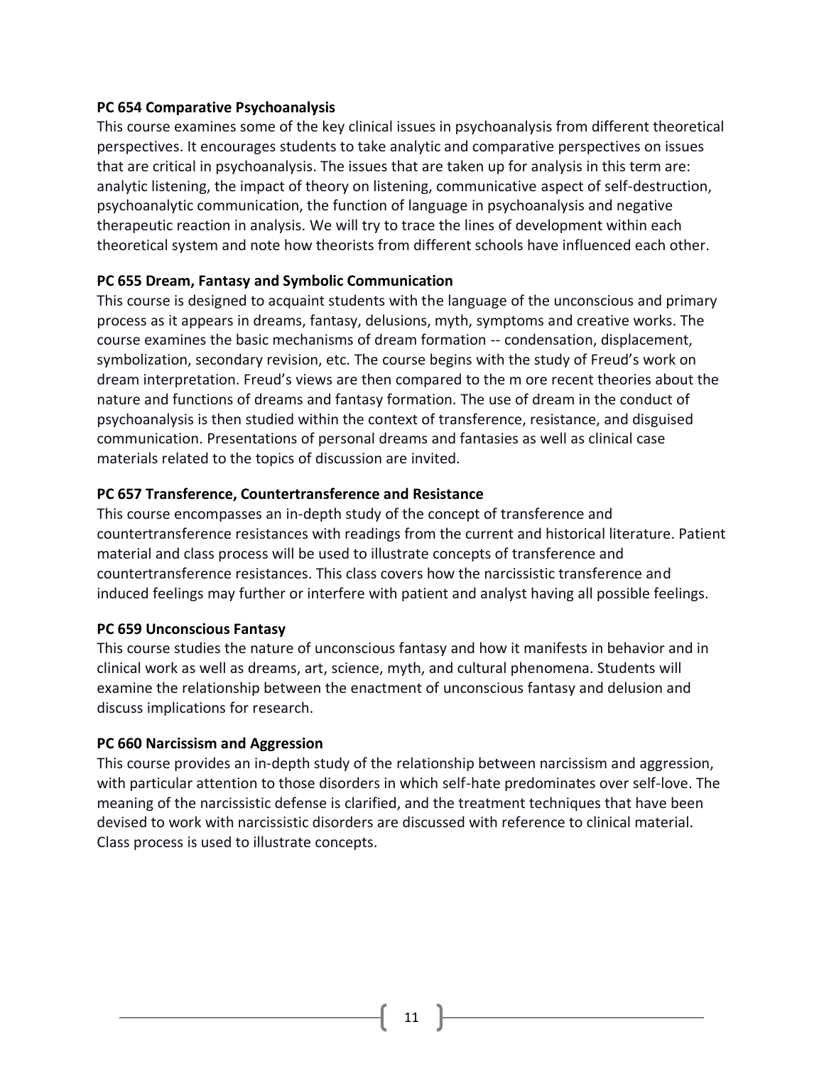**PC 654 Comparative Psychoanalysis**

This course examines some of the key clinical issues in psychoanalysis from different theoretical perspectives. It encourages students to take analytic and comparative perspectives on issues that are critical in psychoanalysis. The issues that are taken up for analysis in this term are: analytic listening, the impact of theory on listening, communicative aspect of self-destruction, psychoanalytic communication, the function of language in psychoanalysis and negative therapeutic reaction in analysis. We will try to trace the lines of development within each theoretical system and note how theorists from different schools have influenced each other.

**PC 655 Dream, Fantasy and Symbolic Communication**

This course is designed to acquaint students with the language of the unconscious and primary process as it appears in dreams, fantasy, delusions, myth, symptoms and creative works. The course examines the basic mechanisms of dream formation -- condensation, displacement, symbolization, secondary revision, etc. The course begins with the study of Freud's work on dream interpretation. Freud's views are then compared to the m ore recent theories about the nature and functions of dreams and fantasy formation. The use of dream in the conduct of psychoanalysis is then studied within the context of transference, resistance, and disguised communication. Presentations of personal dreams and fantasies as well as clinical case materials related to the topics of discussion are invited.

**PC 657 Transference, Countertransference and Resistance**

This course encompasses an in-depth study of the concept of transference and countertransference resistances with readings from the current and historical literature. Patient material and class process will be used to illustrate concepts of transference and countertransference resistances. This class covers how the narcissistic transference and induced feelings may further or interfere with patient and analyst having all possible feelings.

**PC 659 Unconscious Fantasy**

This course studies the nature of unconscious fantasy and how it manifests in behavior and in clinical work as well as dreams, art, science, myth, and cultural phenomena. Students will examine the relationship between the enactment of unconscious fantasy and delusion and discuss implications for research.

**PC 660 Narcissism and Aggression**

This course provides an in-depth study of the relationship between narcissism and aggression, with particular attention to those disorders in which self-hate predominates over self-love. The meaning of the narcissistic defense is clarified, and the treatment techniques that have been devised to work with narcissistic disorders are discussed with reference to clinical material. Class process is used to illustrate concepts.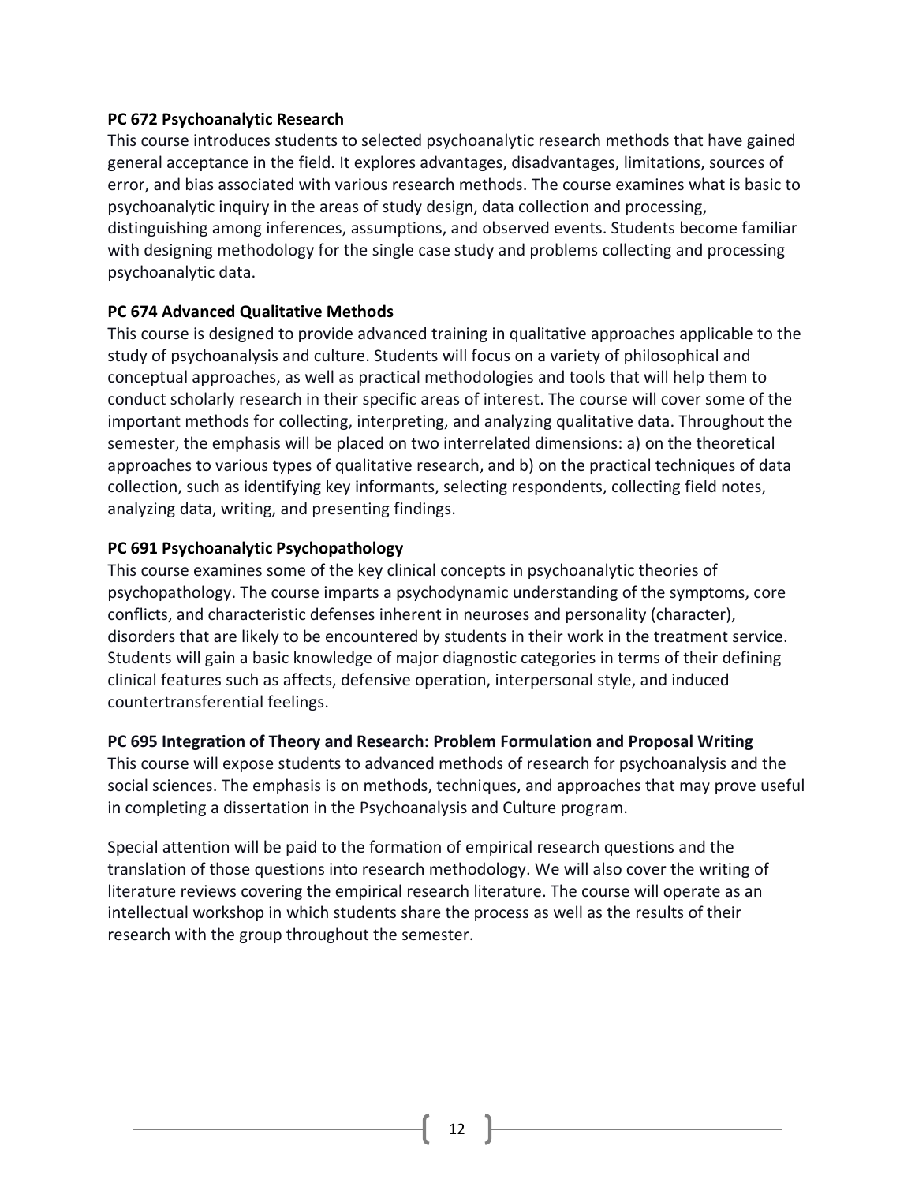**PC 672 Psychoanalytic Research**

This course introduces students to selected psychoanalytic research methods that have gained general acceptance in the field. It explores advantages, disadvantages, limitations, sources of error, and bias associated with various research methods. The course examines what is basic to psychoanalytic inquiry in the areas of study design, data collection and processing, distinguishing among inferences, assumptions, and observed events. Students become familiar with designing methodology for the single case study and problems collecting and processing psychoanalytic data.

**PC 674 Advanced Qualitative Methods**

This course is designed to provide advanced training in qualitative approaches applicable to the study of psychoanalysis and culture. Students will focus on a variety of philosophical and conceptual approaches, as well as practical methodologies and tools that will help them to conduct scholarly research in their specific areas of interest. The course will cover some of the important methods for collecting, interpreting, and analyzing qualitative data. Throughout the semester, the emphasis will be placed on two interrelated dimensions: a) on the theoretical approaches to various types of qualitative research, and b) on the practical techniques of data collection, such as identifying key informants, selecting respondents, collecting field notes, analyzing data, writing, and presenting findings.

**PC 691 Psychoanalytic Psychopathology**

This course examines some of the key clinical concepts in psychoanalytic theories of psychopathology. The course imparts a psychodynamic understanding of the symptoms, core conflicts, and characteristic defenses inherent in neuroses and personality (character), disorders that are likely to be encountered by students in their work in the treatment service. Students will gain a basic knowledge of major diagnostic categories in terms of their defining clinical features such as affects, defensive operation, interpersonal style, and induced countertransferential feelings.

**PC 695 Integration of Theory and Research: Problem Formulation and Proposal Writing**

This course will expose students to advanced methods of research for psychoanalysis and the social sciences. The emphasis is on methods, techniques, and approaches that may prove useful in completing a dissertation in the Psychoanalysis and Culture program.

Special attention will be paid to the formation of empirical research questions and the translation of those questions into research methodology. We will also cover the writing of literature reviews covering the empirical research literature. The course will operate as an intellectual workshop in which students share the process as well as the results of their research with the group throughout the semester.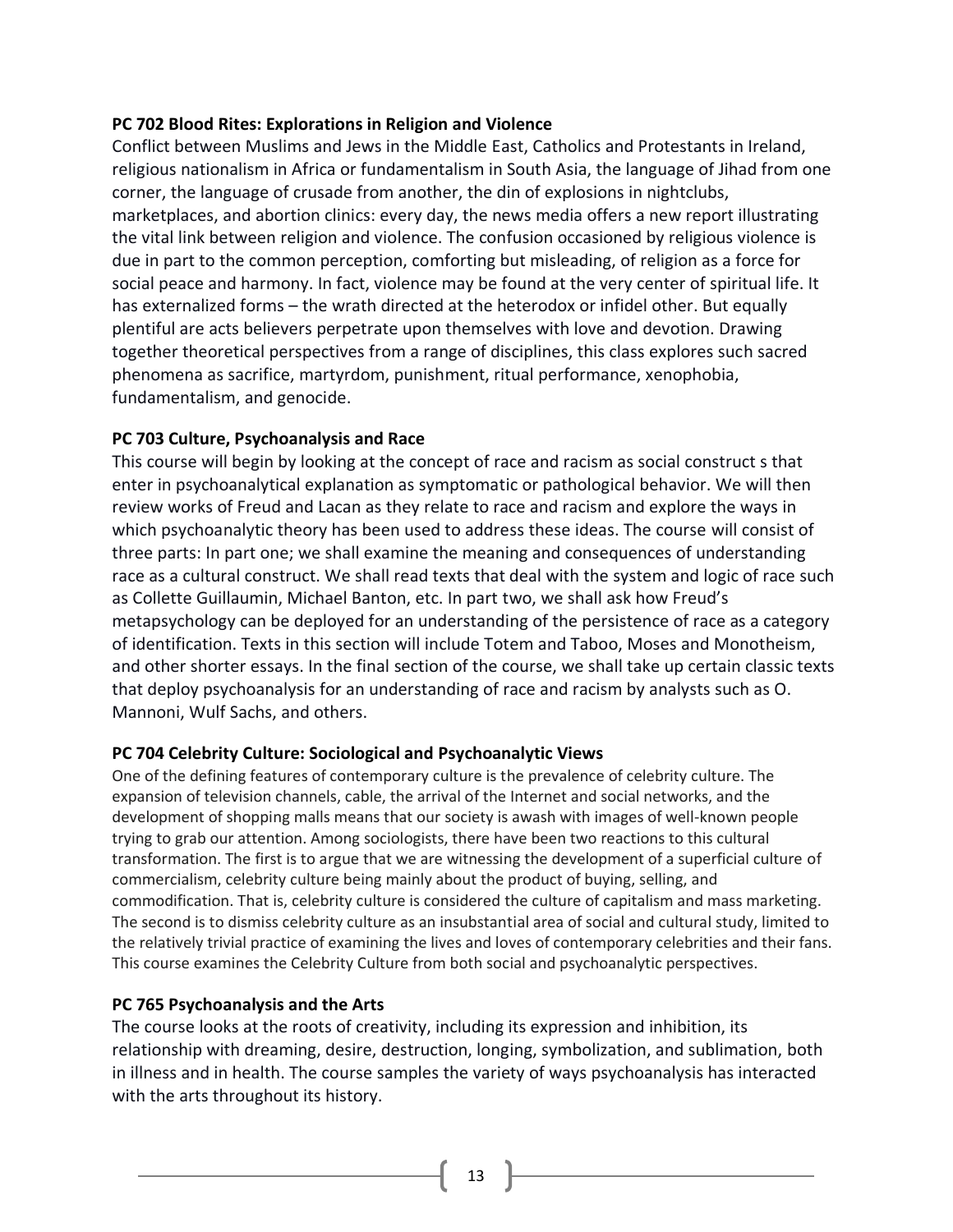**PC 702 Blood Rites: Explorations in Religion and Violence**

Conflict between Muslims and Jews in the Middle East, Catholics and Protestants in Ireland, religious nationalism in Africa or fundamentalism in South Asia, the language of Jihad from one corner, the language of crusade from another, the din of explosions in nightclubs, marketplaces, and abortion clinics: every day, the news media offers a new report illustrating the vital link between religion and violence. The confusion occasioned by religious violence is due in part to the common perception, comforting but misleading, of religion as a force for social peace and harmony. In fact, violence may be found at the very center of spiritual life. It has externalized forms – the wrath directed at the heterodox or infidel other. But equally plentiful are acts believers perpetrate upon themselves with love and devotion. Drawing together theoretical perspectives from a range of disciplines, this class explores such sacred phenomena as sacrifice, martyrdom, punishment, ritual performance, xenophobia, fundamentalism, and genocide.

**PC 703 Culture, Psychoanalysis and Race**

This course will begin by looking at the concept of race and racism as social construct s that enter in psychoanalytical explanation as symptomatic or pathological behavior. We will then review works of Freud and Lacan as they relate to race and racism and explore the ways in which psychoanalytic theory has been used to address these ideas. The course will consist of three parts: In part one; we shall examine the meaning and consequences of understanding race as a cultural construct. We shall read texts that deal with the system and logic of race such as Collette Guillaumin, Michael Banton, etc. In part two, we shall ask how Freud's metapsychology can be deployed for an understanding of the persistence of race as a category of identification. Texts in this section will include Totem and Taboo, Moses and Monotheism, and other shorter essays. In the final section of the course, we shall take up certain classic texts that deploy psychoanalysis for an understanding of race and racism by analysts such as O. Mannoni, Wulf Sachs, and others.

**PC 704 Celebrity Culture: Sociological and Psychoanalytic Views**

One of the defining features of contemporary culture is the prevalence of celebrity culture. The expansion of television channels, cable, the arrival of the Internet and social networks, and the development of shopping malls means that our society is awash with images of well-known people trying to grab our attention. Among sociologists, there have been two reactions to this cultural transformation. The first is to argue that we are witnessing the development of a superficial culture of commercialism, celebrity culture being mainly about the product of buying, selling, and commodification. That is, celebrity culture is considered the culture of capitalism and mass marketing. The second is to dismiss celebrity culture as an insubstantial area of social and cultural study, limited to the relatively trivial practice of examining the lives and loves of contemporary celebrities and their fans. This course examines the Celebrity Culture from both social and psychoanalytic perspectives.

**PC 765 Psychoanalysis and the Arts**

The course looks at the roots of creativity, including its expression and inhibition, its relationship with dreaming, desire, destruction, longing, symbolization, and sublimation, both in illness and in health. The course samples the variety of ways psychoanalysis has interacted with the arts throughout its history.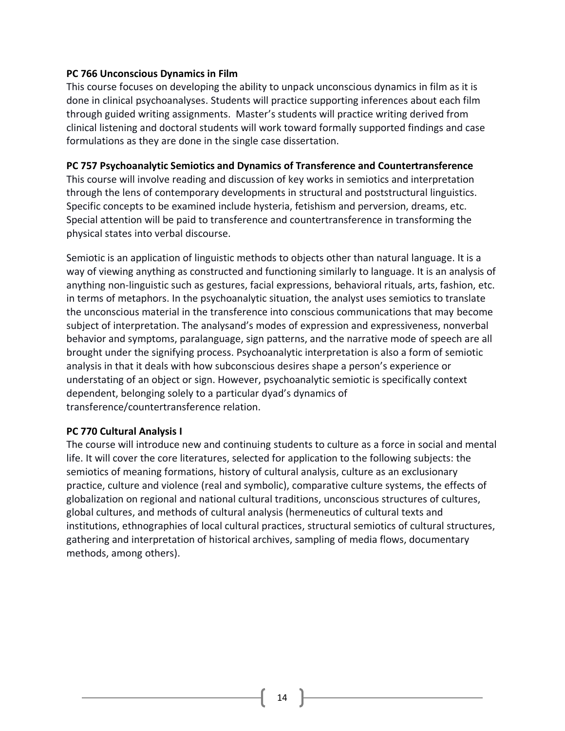**PC 766 Unconscious Dynamics in Film**

This course focuses on developing the ability to unpack unconscious dynamics in film as it is done in clinical psychoanalyses. Students will practice supporting inferences about each film through guided writing assignments. Master's students will practice writing derived from clinical listening and doctoral students will work toward formally supported findings and case formulations as they are done in the single case dissertation.

**PC 757 Psychoanalytic Semiotics and Dynamics of Transference and Countertransference**

This course will involve reading and discussion of key works in semiotics and interpretation through the lens of contemporary developments in structural and poststructural linguistics. Specific concepts to be examined include hysteria, fetishism and perversion, dreams, etc. Special attention will be paid to transference and countertransference in transforming the physical states into verbal discourse.

Semiotic is an application of linguistic methods to objects other than natural language. It is a way of viewing anything as constructed and functioning similarly to language. It is an analysis of anything non-linguistic such as gestures, facial expressions, behavioral rituals, arts, fashion, etc. in terms of metaphors. In the psychoanalytic situation, the analyst uses semiotics to translate the unconscious material in the transference into conscious communications that may become subject of interpretation. The analysand's modes of expression and expressiveness, nonverbal behavior and symptoms, paralanguage, sign patterns, and the narrative mode of speech are all brought under the signifying process. Psychoanalytic interpretation is also a form of semiotic analysis in that it deals with how subconscious desires shape a person's experience or understating of an object or sign. However, psychoanalytic semiotic is specifically context dependent, belonging solely to a particular dyad's dynamics of transference/countertransference relation.

**PC 770 Cultural Analysis I**

The course will introduce new and continuing students to culture as a force in social and mental life. It will cover the core literatures, selected for application to the following subjects: the semiotics of meaning formations, history of cultural analysis, culture as an exclusionary practice, culture and violence (real and symbolic), comparative culture systems, the effects of globalization on regional and national cultural traditions, unconscious structures of cultures, global cultures, and methods of cultural analysis (hermeneutics of cultural texts and institutions, ethnographies of local cultural practices, structural semiotics of cultural structures, gathering and interpretation of historical archives, sampling of media flows, documentary methods, among others).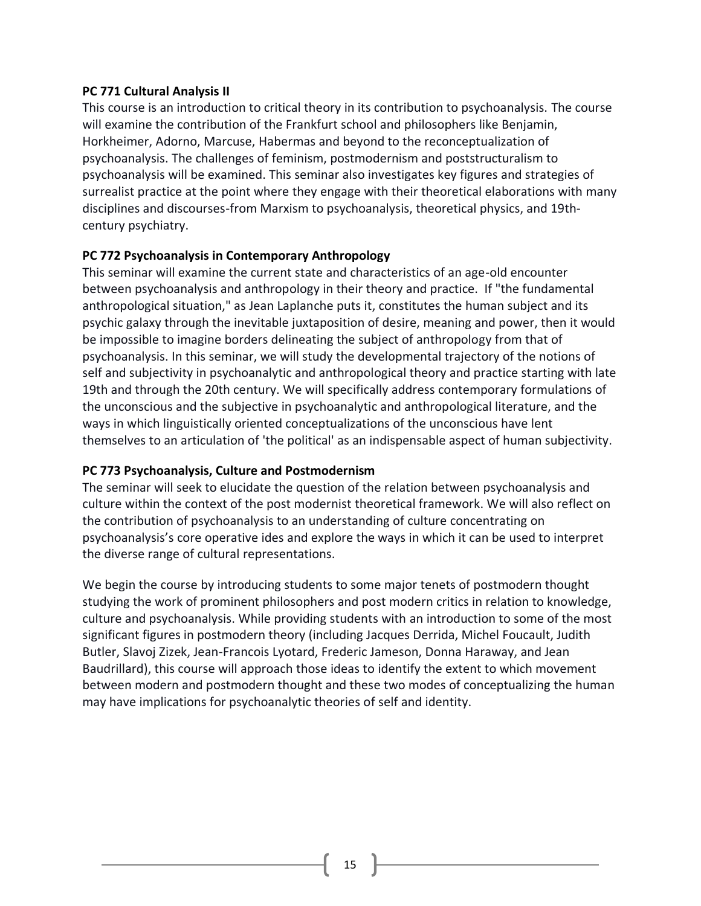**PC 771 Cultural Analysis II**

This course is an introduction to critical theory in its contribution to psychoanalysis. The course will examine the contribution of the Frankfurt school and philosophers like Benjamin, Horkheimer, Adorno, Marcuse, Habermas and beyond to the reconceptualization of psychoanalysis. The challenges of feminism, postmodernism and poststructuralism to psychoanalysis will be examined. This seminar also investigates key figures and strategies of surrealist practice at the point where they engage with their theoretical elaborations with many disciplines and discourses-from Marxism to psychoanalysis, theoretical physics, and 19th-century psychiatry.

**PC 772 Psychoanalysis in Contemporary Anthropology**

This seminar will examine the current state and characteristics of an age-old encounter between psychoanalysis and anthropology in their theory and practice. If "the fundamental anthropological situation," as Jean Laplanche puts it, constitutes the human subject and its psychic galaxy through the inevitable juxtaposition of desire, meaning and power, then it would be impossible to imagine borders delineating the subject of anthropology from that of psychoanalysis. In this seminar, we will study the developmental trajectory of the notions of self and subjectivity in psychoanalytic and anthropological theory and practice starting with late 19th and through the 20th century. We will specifically address contemporary formulations of the unconscious and the subjective in psychoanalytic and anthropological literature, and the ways in which linguistically oriented conceptualizations of the unconscious have lent themselves to an articulation of 'the political' as an indispensable aspect of human subjectivity.

**PC 773 Psychoanalysis, Culture and Postmodernism**

The seminar will seek to elucidate the question of the relation between psychoanalysis and culture within the context of the post modernist theoretical framework. We will also reflect on the contribution of psychoanalysis to an understanding of culture concentrating on psychoanalysis's core operative ides and explore the ways in which it can be used to interpret the diverse range of cultural representations.

We begin the course by introducing students to some major tenets of postmodern thought studying the work of prominent philosophers and post modern critics in relation to knowledge, culture and psychoanalysis. While providing students with an introduction to some of the most significant figures in postmodern theory (including Jacques Derrida, Michel Foucault, Judith Butler, Slavoj Zizek, Jean-Francois Lyotard, Frederic Jameson, Donna Haraway, and Jean Baudrillard), this course will approach those ideas to identify the extent to which movement between modern and postmodern thought and these two modes of conceptualizing the human may have implications for psychoanalytic theories of self and identity.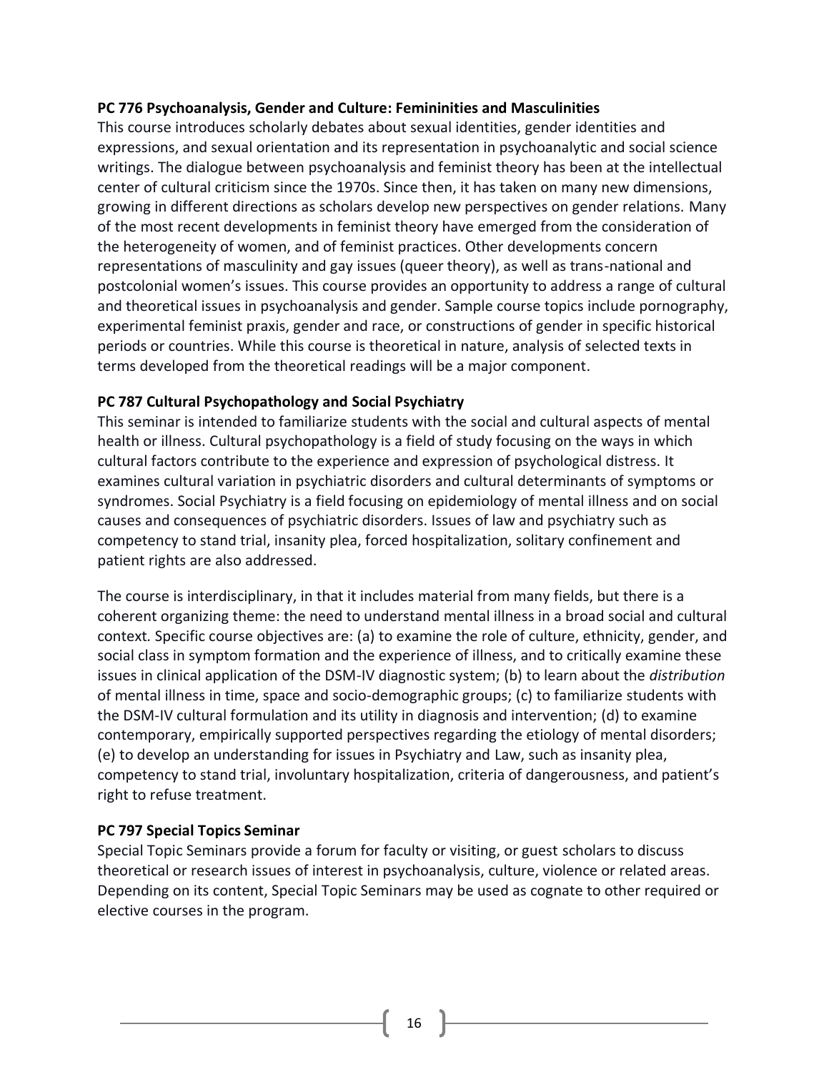**PC 776 Psychoanalysis, Gender and Culture: Femininities and Masculinities**

This course introduces scholarly debates about sexual identities, gender identities and expressions, and sexual orientation and its representation in psychoanalytic and social science writings. The dialogue between psychoanalysis and feminist theory has been at the intellectual center of cultural criticism since the 1970s. Since then, it has taken on many new dimensions, growing in different directions as scholars develop new perspectives on gender relations. Many of the most recent developments in feminist theory have emerged from the consideration of the heterogeneity of women, and of feminist practices. Other developments concern representations of masculinity and gay issues (queer theory), as well as trans-national and postcolonial women's issues. This course provides an opportunity to address a range of cultural and theoretical issues in psychoanalysis and gender. Sample course topics include pornography, experimental feminist praxis, gender and race, or constructions of gender in specific historical periods or countries. While this course is theoretical in nature, analysis of selected texts in terms developed from the theoretical readings will be a major component.

**PC 787 Cultural Psychopathology and Social Psychiatry**

This seminar is intended to familiarize students with the social and cultural aspects of mental health or illness. Cultural psychopathology is a field of study focusing on the ways in which cultural factors contribute to the experience and expression of psychological distress. It examines cultural variation in psychiatric disorders and cultural determinants of symptoms or syndromes. Social Psychiatry is a field focusing on epidemiology of mental illness and on social causes and consequences of psychiatric disorders. Issues of law and psychiatry such as competency to stand trial, insanity plea, forced hospitalization, solitary confinement and patient rights are also addressed.

The course is interdisciplinary, in that it includes material from many fields, but there is a coherent organizing theme: the need to understand mental illness in a broad social and cultural context. Specific course objectives are: (a) to examine the role of culture, ethnicity, gender, and social class in symptom formation and the experience of illness, and to critically examine these issues in clinical application of the DSM-IV diagnostic system; (b) to learn about the *distribution* of mental illness in time, space and socio-demographic groups; (c) to familiarize students with the DSM-IV cultural formulation and its utility in diagnosis and intervention; (d) to examine contemporary, empirically supported perspectives regarding the etiology of mental disorders; (e) to develop an understanding for issues in Psychiatry and Law, such as insanity plea, competency to stand trial, involuntary hospitalization, criteria of dangerousness, and patient's right to refuse treatment.

**PC 797 Special Topics Seminar**

Special Topic Seminars provide a forum for faculty or visiting, or guest scholars to discuss theoretical or research issues of interest in psychoanalysis, culture, violence or related areas. Depending on its content, Special Topic Seminars may be used as cognate to other required or elective courses in the program.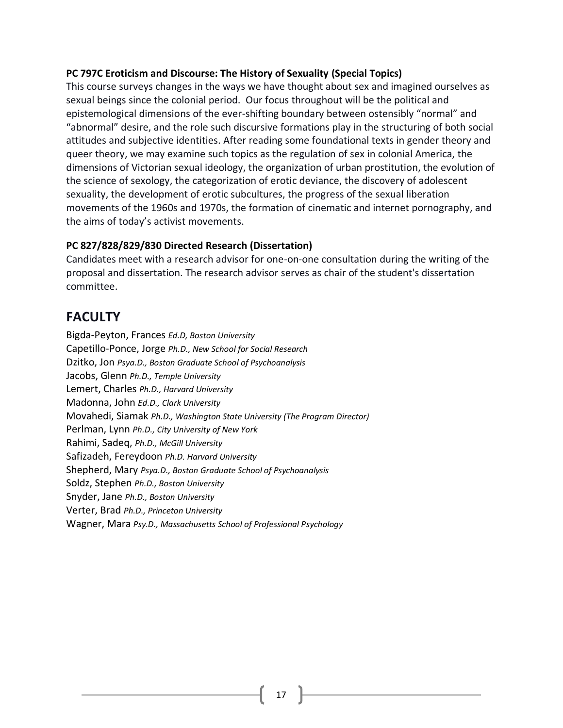**PC 797C Eroticism and Discourse: The History of Sexuality (Special Topics)**

This course surveys changes in the ways we have thought about sex and imagined ourselves as sexual beings since the colonial period. Our focus throughout will be the political and epistemological dimensions of the ever-shifting boundary between ostensibly "normal" and "abnormal" desire, and the role such discursive formations play in the structuring of both social attitudes and subjective identities. After reading some foundational texts in gender theory and queer theory, we may examine such topics as the regulation of sex in colonial America, the dimensions of Victorian sexual ideology, the organization of urban prostitution, the evolution of the science of sexology, the categorization of erotic deviance, the discovery of adolescent sexuality, the development of erotic subcultures, the progress of the sexual liberation movements of the 1960s and 1970s, the formation of cinematic and internet pornography, and the aims of today's activist movements.

**PC 827/828/829/830 Directed Research (Dissertation)**

Candidates meet with a research advisor for one-on-one consultation during the writing of the proposal and dissertation. The research advisor serves as chair of the student's dissertation committee.

## FACULTY

Bigda-Peyton, Frances *Ed.D, Boston University*
Capetillo-Ponce, Jorge *Ph.D., New School for Social Research*
Dzitko, Jon *Psya.D., Boston Graduate School of Psychoanalysis*
Jacobs, Glenn *Ph.D., Temple University*
Lemert, Charles *Ph.D., Harvard University*
Madonna, John *Ed.D., Clark University*
Movahedi, Siamak *Ph.D., Washington State University (The Program Director)*
Perlman, Lynn *Ph.D., City University of New York*
Rahimi, Sadeq, *Ph.D., McGill University*
Safizadeh, Fereydoon *Ph.D. Harvard University*
Shepherd, Mary *Psya.D., Boston Graduate School of Psychoanalysis*
Soldz, Stephen *Ph.D., Boston University*
Snyder, Jane *Ph.D., Boston University*
Verter, Brad *Ph.D., Princeton University*
Wagner, Mara *Psy.D., Massachusetts School of Professional Psychology*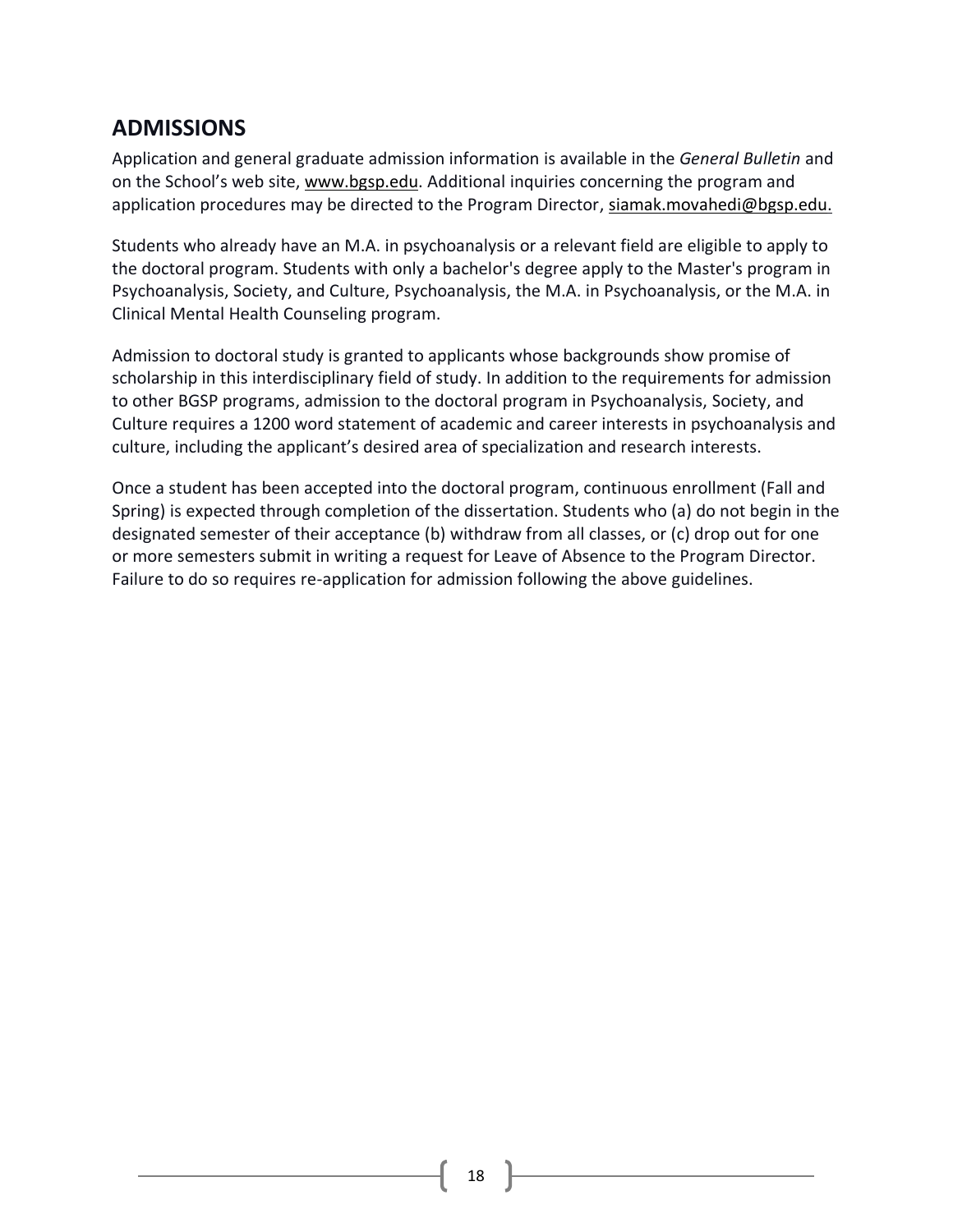## ADMISSIONS

Application and general graduate admission information is available in the *General Bulletin* and on the School's web site, www.bgsp.edu. Additional inquiries concerning the program and application procedures may be directed to the Program Director, siamak.movahedi@bgsp.edu.

Students who already have an M.A. in psychoanalysis or a relevant field are eligible to apply to the doctoral program. Students with only a bachelor's degree apply to the Master's program in Psychoanalysis, Society, and Culture, Psychoanalysis, the M.A. in Psychoanalysis, or the M.A. in Clinical Mental Health Counseling program.

Admission to doctoral study is granted to applicants whose backgrounds show promise of scholarship in this interdisciplinary field of study. In addition to the requirements for admission to other BGSP programs, admission to the doctoral program in Psychoanalysis, Society, and Culture requires a 1200 word statement of academic and career interests in psychoanalysis and culture, including the applicant's desired area of specialization and research interests.

Once a student has been accepted into the doctoral program, continuous enrollment (Fall and Spring) is expected through completion of the dissertation. Students who (a) do not begin in the designated semester of their acceptance (b) withdraw from all classes, or (c) drop out for one or more semesters submit in writing a request for Leave of Absence to the Program Director. Failure to do so requires re-application for admission following the above guidelines.